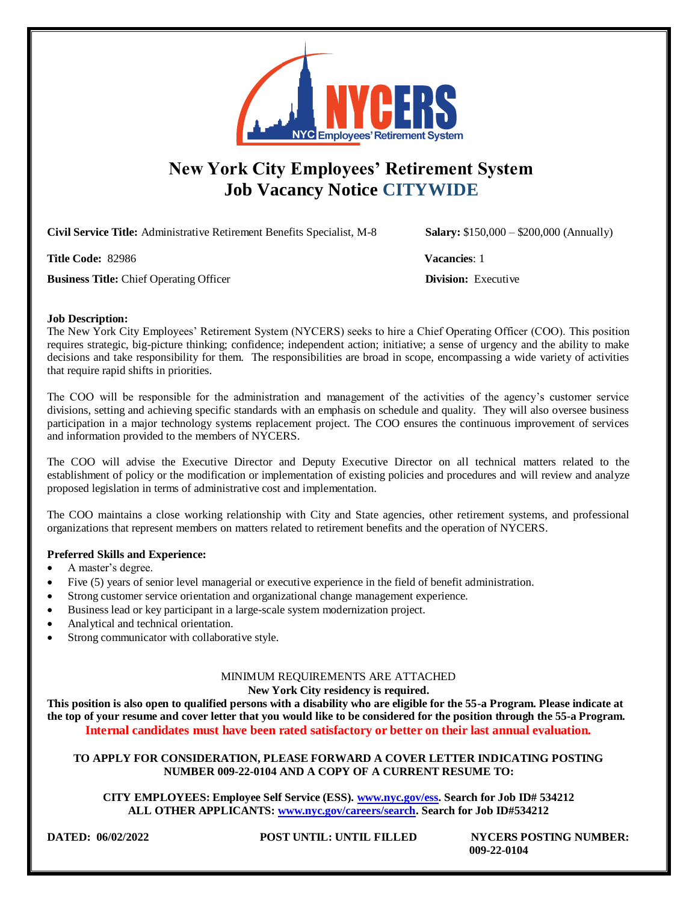# New York City Employees' Retirement System
# Job Vacancy Notice CITYWIDE

**Civil Service Title:** Administrative Retirement Benefits Specialist, M-8

**Salary:** $150,000 – $200,000 (Annually)

**Title Code:** 82986

**Vacancies**: 1

**Business Title:** Chief Operating Officer

**Division:** Executive

**Job Description:**
The New York City Employees' Retirement System (NYCERS) seeks to hire a Chief Operating Officer (COO). This position requires strategic, big-picture thinking; confidence; independent action; initiative; a sense of urgency and the ability to make decisions and take responsibility for them. The responsibilities are broad in scope, encompassing a wide variety of activities that require rapid shifts in priorities.

The COO will be responsible for the administration and management of the activities of the agency's customer service divisions, setting and achieving specific standards with an emphasis on schedule and quality. They will also oversee business participation in a major technology systems replacement project. The COO ensures the continuous improvement of services and information provided to the members of NYCERS.

The COO will advise the Executive Director and Deputy Executive Director on all technical matters related to the establishment of policy or the modification or implementation of existing policies and procedures and will review and analyze proposed legislation in terms of administrative cost and implementation.

The COO maintains a close working relationship with City and State agencies, other retirement systems, and professional organizations that represent members on matters related to retirement benefits and the operation of NYCERS.

**Preferred Skills and Experience:**

- A master's degree.
- Five (5) years of senior level managerial or executive experience in the field of benefit administration.
- Strong customer service orientation and organizational change management experience.
- Business lead or key participant in a large-scale system modernization project.
- Analytical and technical orientation.
- Strong communicator with collaborative style.

MINIMUM REQUIREMENTS ARE ATTACHED

**New York City residency is required.**

**This position is also open to qualified persons with a disability who are eligible for the 55-a Program. Please indicate at the top of your resume and cover letter that you would like to be considered for the position through the 55-a Program.**

**Internal candidates must have been rated satisfactory or better on their last annual evaluation.**

**TO APPLY FOR CONSIDERATION, PLEASE FORWARD A COVER LETTER INDICATING POSTING NUMBER 009-22-0104 AND A COPY OF A CURRENT RESUME TO:**

**CITY EMPLOYEES: Employee Self Service (ESS). www.nyc.gov/ess. Search for Job ID# 534212**
**ALL OTHER APPLICANTS: www.nyc.gov/careers/search. Search for Job ID#534212**

**DATED: 06/02/2022** **POST UNTIL: UNTIL FILLED** **NYCERS POSTING NUMBER: 009-22-0104**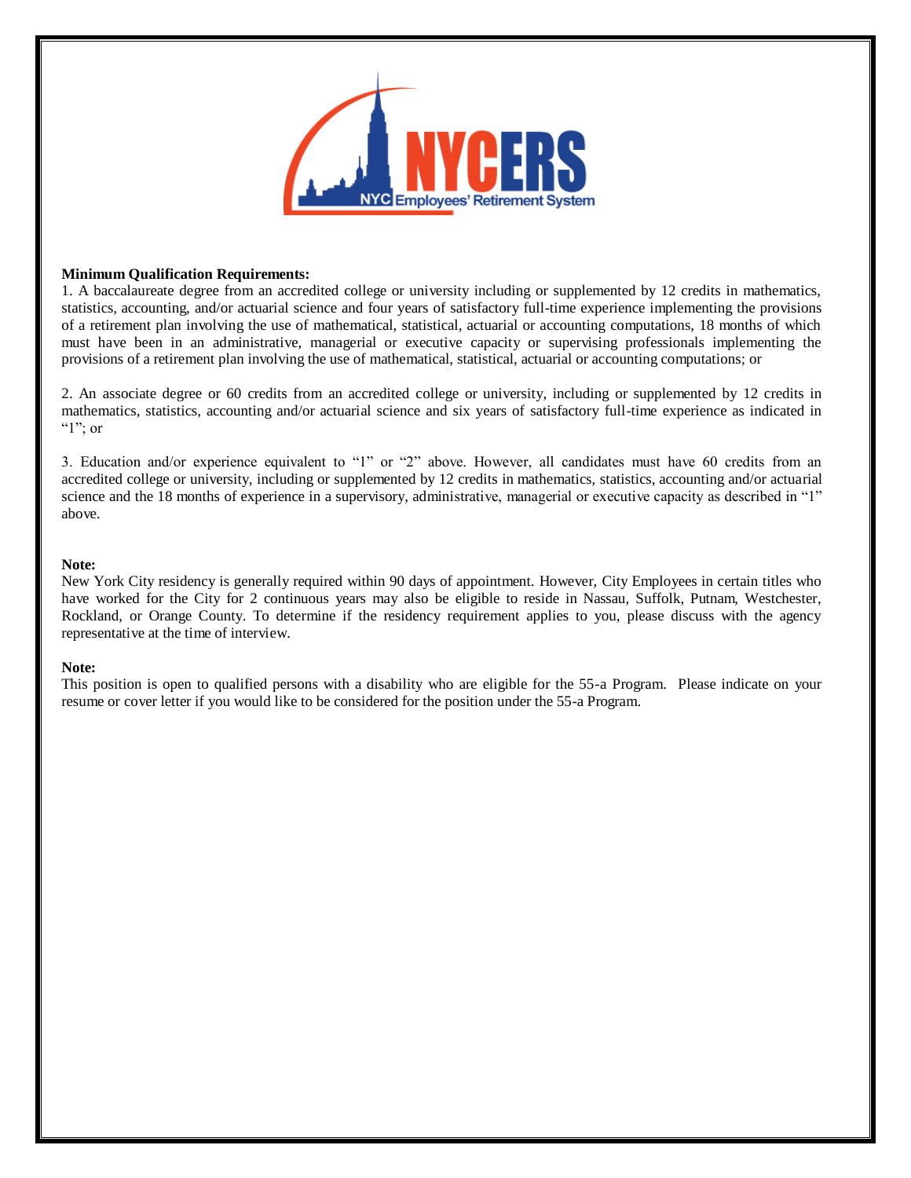**Minimum Qualification Requirements:**

1. A baccalaureate degree from an accredited college or university including or supplemented by 12 credits in mathematics, statistics, accounting, and/or actuarial science and four years of satisfactory full-time experience implementing the provisions of a retirement plan involving the use of mathematical, statistical, actuarial or accounting computations, 18 months of which must have been in an administrative, managerial or executive capacity or supervising professionals implementing the provisions of a retirement plan involving the use of mathematical, statistical, actuarial or accounting computations; or

2. An associate degree or 60 credits from an accredited college or university, including or supplemented by 12 credits in mathematics, statistics, accounting and/or actuarial science and six years of satisfactory full-time experience as indicated in "1"; or

3. Education and/or experience equivalent to "1" or "2" above. However, all candidates must have 60 credits from an accredited college or university, including or supplemented by 12 credits in mathematics, statistics, accounting and/or actuarial science and the 18 months of experience in a supervisory, administrative, managerial or executive capacity as described in "1" above.

**Note:**

New York City residency is generally required within 90 days of appointment. However, City Employees in certain titles who have worked for the City for 2 continuous years may also be eligible to reside in Nassau, Suffolk, Putnam, Westchester, Rockland, or Orange County. To determine if the residency requirement applies to you, please discuss with the agency representative at the time of interview.

**Note:**

This position is open to qualified persons with a disability who are eligible for the 55-a Program. Please indicate on your resume or cover letter if you would like to be considered for the position under the 55-a Program.